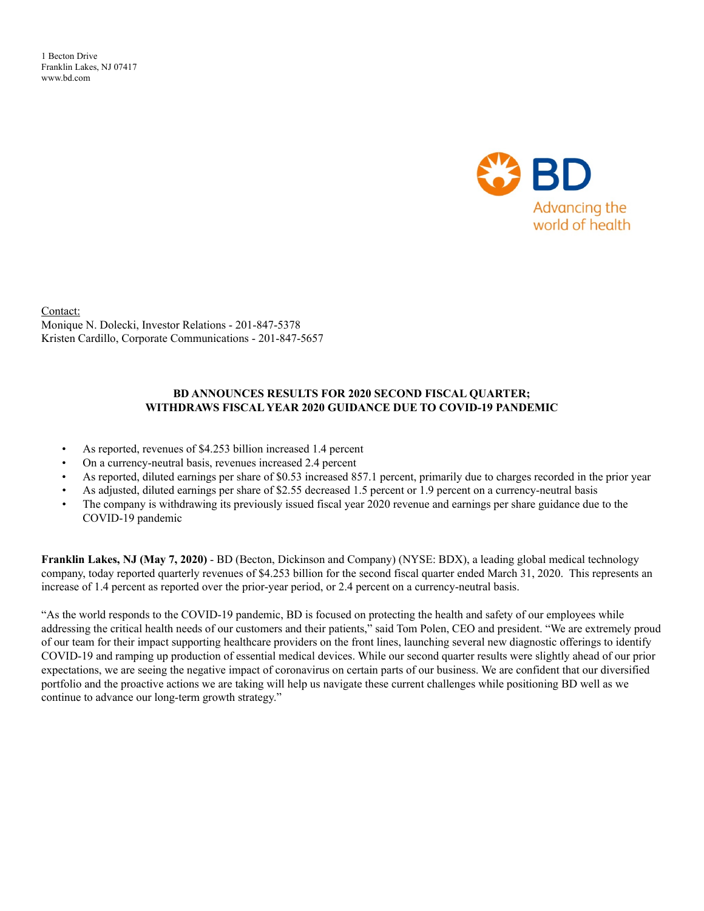1 Becton Drive
Franklin Lakes, NJ 07417
www.bd.com

BD
Advancing the world of health

Contact:
Monique N. Dolecki, Investor Relations - 201-847-5378
Kristen Cardillo, Corporate Communications - 201-847-5657

**BD ANNOUNCES RESULTS FOR 2020 SECOND FISCAL QUARTER;
WITHDRAWS FISCAL YEAR 2020 GUIDANCE DUE TO COVID-19 PANDEMIC**

- As reported, revenues of $4.253 billion increased 1.4 percent
- On a currency-neutral basis, revenues increased 2.4 percent
- As reported, diluted earnings per share of $0.53 increased 857.1 percent, primarily due to charges recorded in the prior year
- As adjusted, diluted earnings per share of $2.55 decreased 1.5 percent or 1.9 percent on a currency-neutral basis
- The company is withdrawing its previously issued fiscal year 2020 revenue and earnings per share guidance due to the COVID-19 pandemic

**Franklin Lakes, NJ (May 7, 2020)** - BD (Becton, Dickinson and Company) (NYSE: BDX), a leading global medical technology company, today reported quarterly revenues of $4.253 billion for the second fiscal quarter ended March 31, 2020. This represents an increase of 1.4 percent as reported over the prior-year period, or 2.4 percent on a currency-neutral basis.

"As the world responds to the COVID-19 pandemic, BD is focused on protecting the health and safety of our employees while addressing the critical health needs of our customers and their patients," said Tom Polen, CEO and president. "We are extremely proud of our team for their impact supporting healthcare providers on the front lines, launching several new diagnostic offerings to identify COVID-19 and ramping up production of essential medical devices. While our second quarter results were slightly ahead of our prior expectations, we are seeing the negative impact of coronavirus on certain parts of our business. We are confident that our diversified portfolio and the proactive actions we are taking will help us navigate these current challenges while positioning BD well as we continue to advance our long-term growth strategy."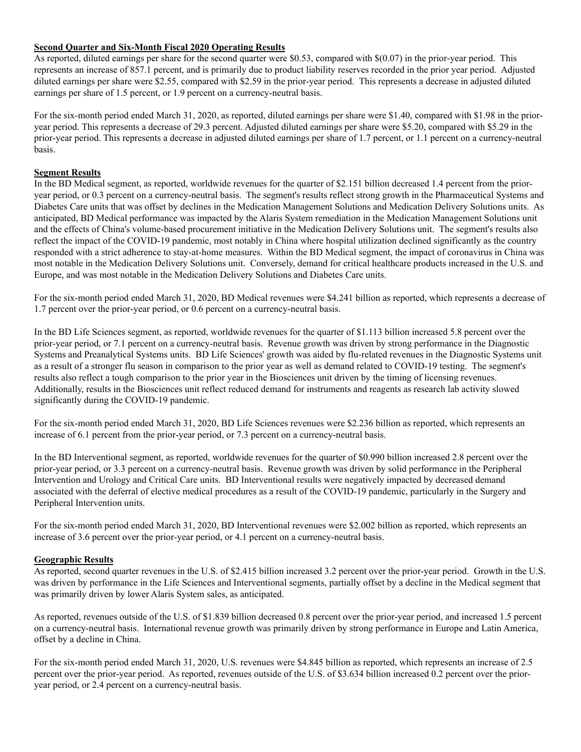**Second Quarter and Six-Month Fiscal 2020 Operating Results**

As reported, diluted earnings per share for the second quarter were $0.53, compared with $(0.07) in the prior-year period. This represents an increase of 857.1 percent, and is primarily due to product liability reserves recorded in the prior year period. Adjusted diluted earnings per share were $2.55, compared with $2.59 in the prior-year period. This represents a decrease in adjusted diluted earnings per share of 1.5 percent, or 1.9 percent on a currency-neutral basis.

For the six-month period ended March 31, 2020, as reported, diluted earnings per share were $1.40, compared with $1.98 in the prior-year period. This represents a decrease of 29.3 percent. Adjusted diluted earnings per share were $5.20, compared with $5.29 in the prior-year period. This represents a decrease in adjusted diluted earnings per share of 1.7 percent, or 1.1 percent on a currency-neutral basis.

**Segment Results**

In the BD Medical segment, as reported, worldwide revenues for the quarter of $2.151 billion decreased 1.4 percent from the prior-year period, or 0.3 percent on a currency-neutral basis. The segment's results reflect strong growth in the Pharmaceutical Systems and Diabetes Care units that was offset by declines in the Medication Management Solutions and Medication Delivery Solutions units. As anticipated, BD Medical performance was impacted by the Alaris System remediation in the Medication Management Solutions unit and the effects of China's volume-based procurement initiative in the Medication Delivery Solutions unit. The segment's results also reflect the impact of the COVID-19 pandemic, most notably in China where hospital utilization declined significantly as the country responded with a strict adherence to stay-at-home measures. Within the BD Medical segment, the impact of coronavirus in China was most notable in the Medication Delivery Solutions unit. Conversely, demand for critical healthcare products increased in the U.S. and Europe, and was most notable in the Medication Delivery Solutions and Diabetes Care units.

For the six-month period ended March 31, 2020, BD Medical revenues were $4.241 billion as reported, which represents a decrease of 1.7 percent over the prior-year period, or 0.6 percent on a currency-neutral basis.

In the BD Life Sciences segment, as reported, worldwide revenues for the quarter of $1.113 billion increased 5.8 percent over the prior-year period, or 7.1 percent on a currency-neutral basis. Revenue growth was driven by strong performance in the Diagnostic Systems and Preanalytical Systems units. BD Life Sciences' growth was aided by flu-related revenues in the Diagnostic Systems unit as a result of a stronger flu season in comparison to the prior year as well as demand related to COVID-19 testing. The segment's results also reflect a tough comparison to the prior year in the Biosciences unit driven by the timing of licensing revenues. Additionally, results in the Biosciences unit reflect reduced demand for instruments and reagents as research lab activity slowed significantly during the COVID-19 pandemic.

For the six-month period ended March 31, 2020, BD Life Sciences revenues were $2.236 billion as reported, which represents an increase of 6.1 percent from the prior-year period, or 7.3 percent on a currency-neutral basis.

In the BD Interventional segment, as reported, worldwide revenues for the quarter of $0.990 billion increased 2.8 percent over the prior-year period, or 3.3 percent on a currency-neutral basis. Revenue growth was driven by solid performance in the Peripheral Intervention and Urology and Critical Care units. BD Interventional results were negatively impacted by decreased demand associated with the deferral of elective medical procedures as a result of the COVID-19 pandemic, particularly in the Surgery and Peripheral Intervention units.

For the six-month period ended March 31, 2020, BD Interventional revenues were $2.002 billion as reported, which represents an increase of 3.6 percent over the prior-year period, or 4.1 percent on a currency-neutral basis.

**Geographic Results**

As reported, second quarter revenues in the U.S. of $2.415 billion increased 3.2 percent over the prior-year period. Growth in the U.S. was driven by performance in the Life Sciences and Interventional segments, partially offset by a decline in the Medical segment that was primarily driven by lower Alaris System sales, as anticipated.

As reported, revenues outside of the U.S. of $1.839 billion decreased 0.8 percent over the prior-year period, and increased 1.5 percent on a currency-neutral basis. International revenue growth was primarily driven by strong performance in Europe and Latin America, offset by a decline in China.

For the six-month period ended March 31, 2020, U.S. revenues were $4.845 billion as reported, which represents an increase of 2.5 percent over the prior-year period. As reported, revenues outside of the U.S. of $3.634 billion increased 0.2 percent over the prior-year period, or 2.4 percent on a currency-neutral basis.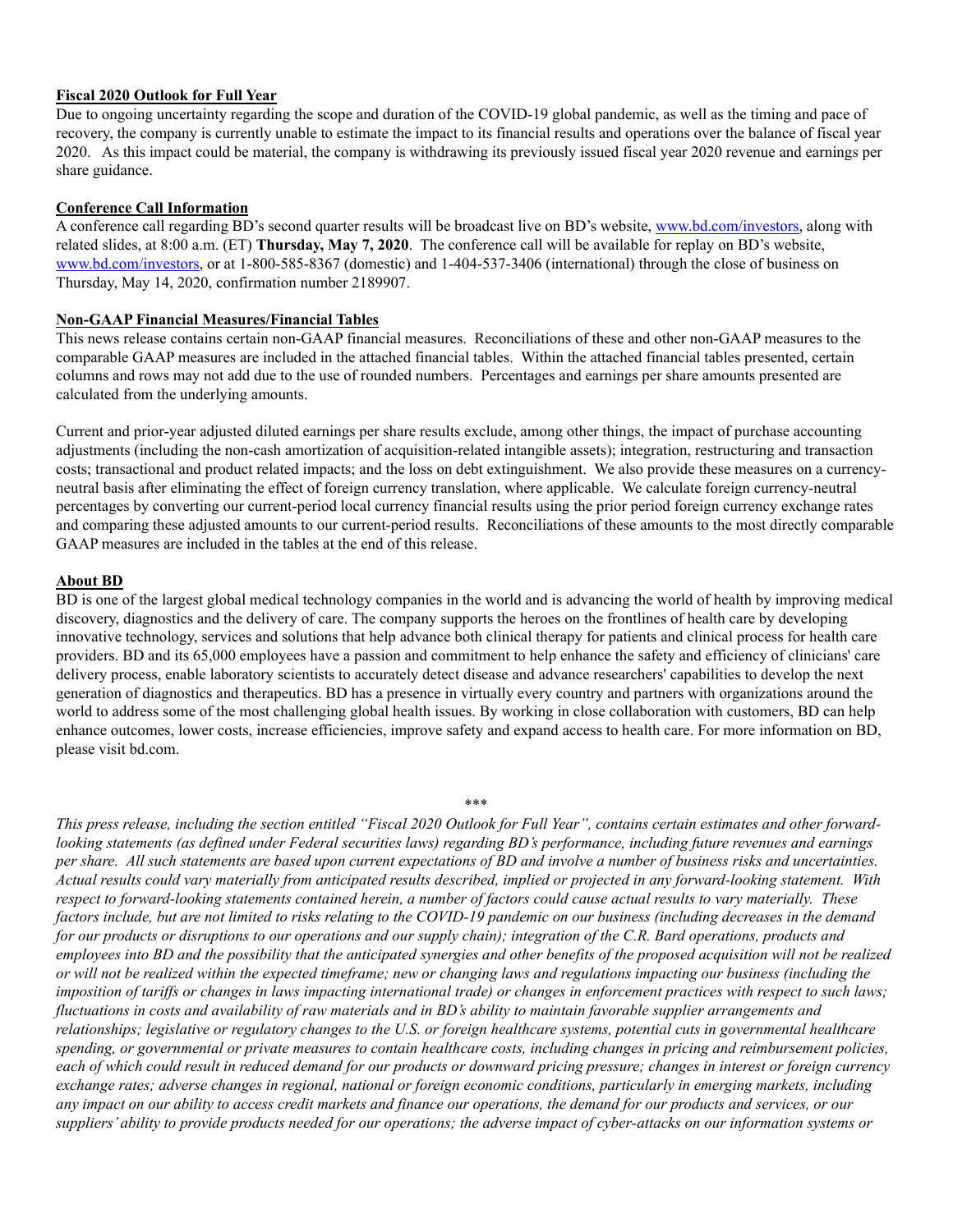**Fiscal 2020 Outlook for Full Year**

Due to ongoing uncertainty regarding the scope and duration of the COVID-19 global pandemic, as well as the timing and pace of recovery, the company is currently unable to estimate the impact to its financial results and operations over the balance of fiscal year 2020. As this impact could be material, the company is withdrawing its previously issued fiscal year 2020 revenue and earnings per share guidance.

**Conference Call Information**

A conference call regarding BD's second quarter results will be broadcast live on BD's website, www.bd.com/investors, along with related slides, at 8:00 a.m. (ET) **Thursday, May 7, 2020**. The conference call will be available for replay on BD's website, www.bd.com/investors, or at 1-800-585-8367 (domestic) and 1-404-537-3406 (international) through the close of business on Thursday, May 14, 2020, confirmation number 2189907.

**Non-GAAP Financial Measures/Financial Tables**

This news release contains certain non-GAAP financial measures. Reconciliations of these and other non-GAAP measures to the comparable GAAP measures are included in the attached financial tables. Within the attached financial tables presented, certain columns and rows may not add due to the use of rounded numbers. Percentages and earnings per share amounts presented are calculated from the underlying amounts.

Current and prior-year adjusted diluted earnings per share results exclude, among other things, the impact of purchase accounting adjustments (including the non-cash amortization of acquisition-related intangible assets); integration, restructuring and transaction costs; transactional and product related impacts; and the loss on debt extinguishment. We also provide these measures on a currency-neutral basis after eliminating the effect of foreign currency translation, where applicable. We calculate foreign currency-neutral percentages by converting our current-period local currency financial results using the prior period foreign currency exchange rates and comparing these adjusted amounts to our current-period results. Reconciliations of these amounts to the most directly comparable GAAP measures are included in the tables at the end of this release.

**About BD**

BD is one of the largest global medical technology companies in the world and is advancing the world of health by improving medical discovery, diagnostics and the delivery of care. The company supports the heroes on the frontlines of health care by developing innovative technology, services and solutions that help advance both clinical therapy for patients and clinical process for health care providers. BD and its 65,000 employees have a passion and commitment to help enhance the safety and efficiency of clinicians' care delivery process, enable laboratory scientists to accurately detect disease and advance researchers' capabilities to develop the next generation of diagnostics and therapeutics. BD has a presence in virtually every country and partners with organizations around the world to address some of the most challenging global health issues. By working in close collaboration with customers, BD can help enhance outcomes, lower costs, increase efficiencies, improve safety and expand access to health care. For more information on BD, please visit bd.com.

\*\*\*

*This press release, including the section entitled "Fiscal 2020 Outlook for Full Year", contains certain estimates and other forward-looking statements (as defined under Federal securities laws) regarding BD's performance, including future revenues and earnings per share. All such statements are based upon current expectations of BD and involve a number of business risks and uncertainties. Actual results could vary materially from anticipated results described, implied or projected in any forward-looking statement. With respect to forward-looking statements contained herein, a number of factors could cause actual results to vary materially. These factors include, but are not limited to risks relating to the COVID-19 pandemic on our business (including decreases in the demand for our products or disruptions to our operations and our supply chain); integration of the C.R. Bard operations, products and employees into BD and the possibility that the anticipated synergies and other benefits of the proposed acquisition will not be realized or will not be realized within the expected timeframe; new or changing laws and regulations impacting our business (including the imposition of tariffs or changes in laws impacting international trade) or changes in enforcement practices with respect to such laws; fluctuations in costs and availability of raw materials and in BD's ability to maintain favorable supplier arrangements and relationships; legislative or regulatory changes to the U.S. or foreign healthcare systems, potential cuts in governmental healthcare spending, or governmental or private measures to contain healthcare costs, including changes in pricing and reimbursement policies, each of which could result in reduced demand for our products or downward pricing pressure; changes in interest or foreign currency exchange rates; adverse changes in regional, national or foreign economic conditions, particularly in emerging markets, including any impact on our ability to access credit markets and finance our operations, the demand for our products and services, or our suppliers' ability to provide products needed for our operations; the adverse impact of cyber-attacks on our information systems or*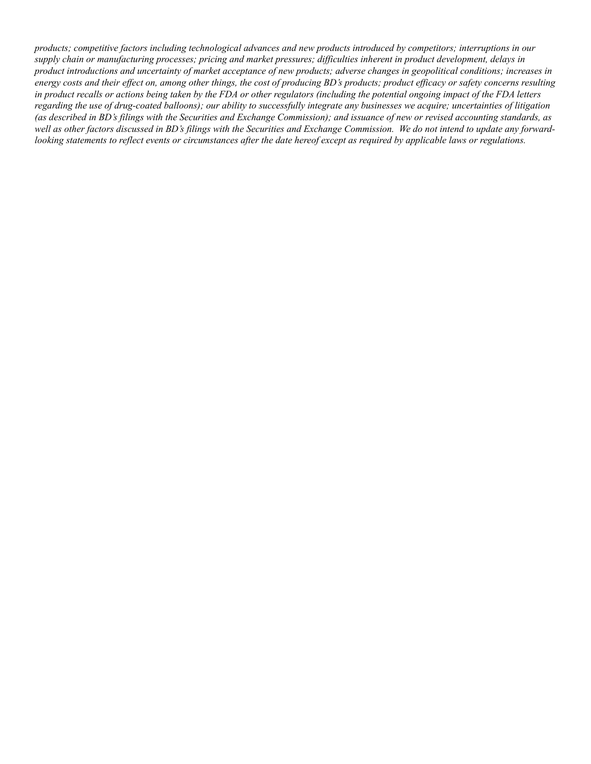*products; competitive factors including technological advances and new products introduced by competitors; interruptions in our supply chain or manufacturing processes; pricing and market pressures; difficulties inherent in product development, delays in product introductions and uncertainty of market acceptance of new products; adverse changes in geopolitical conditions; increases in energy costs and their effect on, among other things, the cost of producing BD's products; product efficacy or safety concerns resulting in product recalls or actions being taken by the FDA or other regulators (including the potential ongoing impact of the FDA letters regarding the use of drug-coated balloons); our ability to successfully integrate any businesses we acquire; uncertainties of litigation (as described in BD's filings with the Securities and Exchange Commission); and issuance of new or revised accounting standards, as well as other factors discussed in BD's filings with the Securities and Exchange Commission. We do not intend to update any forward-looking statements to reflect events or circumstances after the date hereof except as required by applicable laws or regulations.*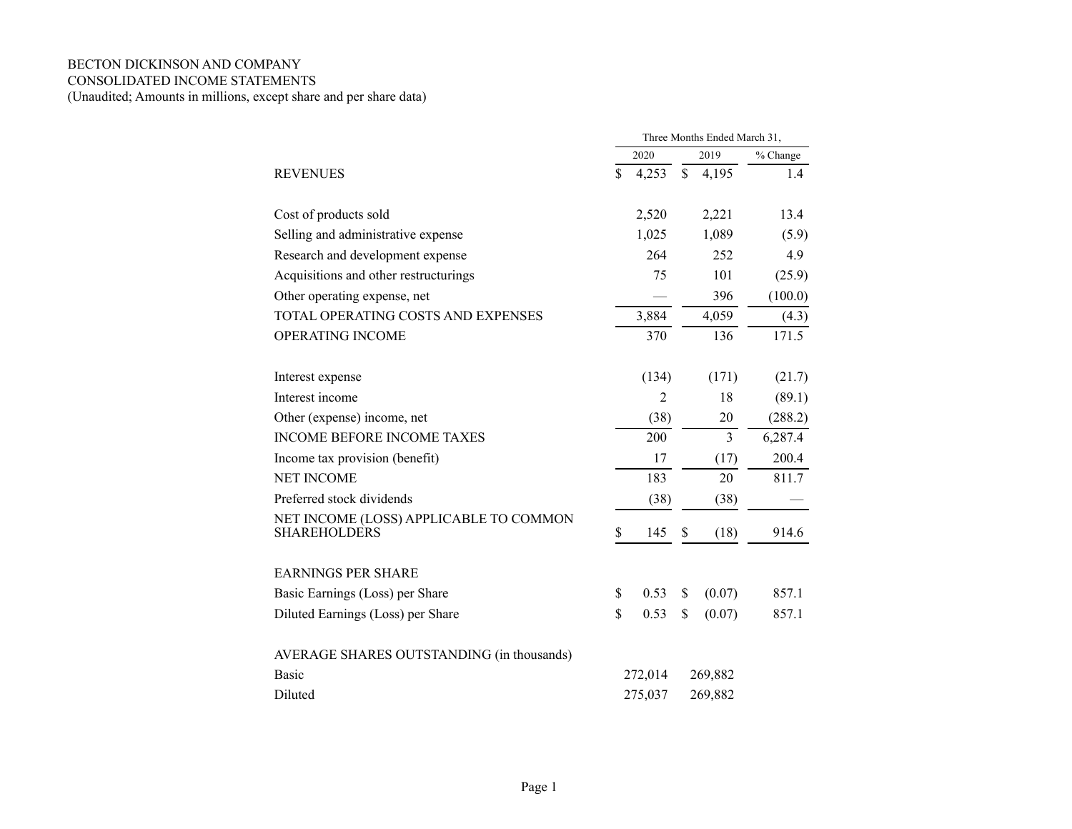BECTON DICKINSON AND COMPANY
CONSOLIDATED INCOME STATEMENTS
(Unaudited; Amounts in millions, except share and per share data)

| | Three Months Ended March 31, | | |
|---|---|---|---|
| | 2020 | 2019 | % Change |
| REVENUES | $ 4,253 | $ 4,195 | 1.4 |
| | | | |
| Cost of products sold | 2,520 | 2,221 | 13.4 |
| Selling and administrative expense | 1,025 | 1,089 | (5.9) |
| Research and development expense | 264 | 252 | 4.9 |
| Acquisitions and other restructurings | 75 | 101 | (25.9) |
| Other operating expense, net | — | 396 | (100.0) |
| TOTAL OPERATING COSTS AND EXPENSES | 3,884 | 4,059 | (4.3) |
| OPERATING INCOME | 370 | 136 | 171.5 |
| | | | |
| Interest expense | (134) | (171) | (21.7) |
| Interest income | 2 | 18 | (89.1) |
| Other (expense) income, net | (38) | 20 | (288.2) |
| INCOME BEFORE INCOME TAXES | 200 | 3 | 6,287.4 |
| Income tax provision (benefit) | 17 | (17) | 200.4 |
| NET INCOME | 183 | 20 | 811.7 |
| Preferred stock dividends | (38) | (38) | — |
| NET INCOME (LOSS) APPLICABLE TO COMMON SHAREHOLDERS | $ 145 | $ (18) | 914.6 |
| | | | |
| EARNINGS PER SHARE | | | |
| Basic Earnings (Loss) per Share | $ 0.53 | $ (0.07) | 857.1 |
| Diluted Earnings (Loss) per Share | $ 0.53 | $ (0.07) | 857.1 |
| | | | |
| AVERAGE SHARES OUTSTANDING (in thousands) | | | |
| Basic | 272,014 | 269,882 | |
| Diluted | 275,037 | 269,882 | |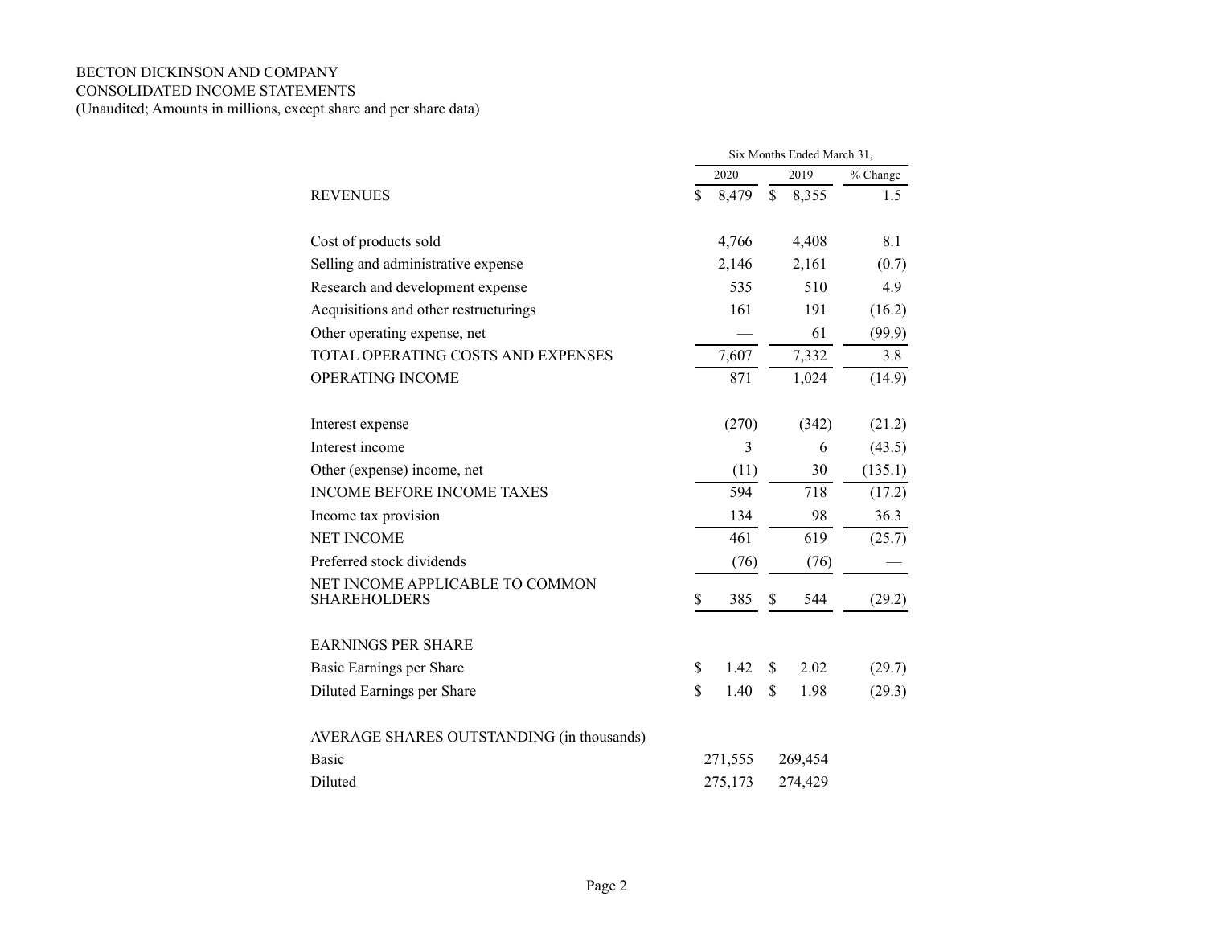BECTON DICKINSON AND COMPANY
CONSOLIDATED INCOME STATEMENTS
(Unaudited; Amounts in millions, except share and per share data)

| | Six Months Ended March 31, | | |
|---|---|---|---|
| | 2020 | 2019 | % Change |
| REVENUES | $ 8,479 | $ 8,355 | 1.5 |
| | | | |
| Cost of products sold | 4,766 | 4,408 | 8.1 |
| Selling and administrative expense | 2,146 | 2,161 | (0.7) |
| Research and development expense | 535 | 510 | 4.9 |
| Acquisitions and other restructurings | 161 | 191 | (16.2) |
| Other operating expense, net | — | 61 | (99.9) |
| TOTAL OPERATING COSTS AND EXPENSES | 7,607 | 7,332 | 3.8 |
| OPERATING INCOME | 871 | 1,024 | (14.9) |
| | | | |
| Interest expense | (270) | (342) | (21.2) |
| Interest income | 3 | 6 | (43.5) |
| Other (expense) income, net | (11) | 30 | (135.1) |
| INCOME BEFORE INCOME TAXES | 594 | 718 | (17.2) |
| Income tax provision | 134 | 98 | 36.3 |
| NET INCOME | 461 | 619 | (25.7) |
| Preferred stock dividends | (76) | (76) | — |
| NET INCOME APPLICABLE TO COMMON SHAREHOLDERS | $ 385 | $ 544 | (29.2) |
| | | | |
| EARNINGS PER SHARE | | | |
| Basic Earnings per Share | $ 1.42 | $ 2.02 | (29.7) |
| Diluted Earnings per Share | $ 1.40 | $ 1.98 | (29.3) |
| | | | |
| AVERAGE SHARES OUTSTANDING (in thousands) | | | |
| Basic | 271,555 | 269,454 | |
| Diluted | 275,173 | 274,429 | |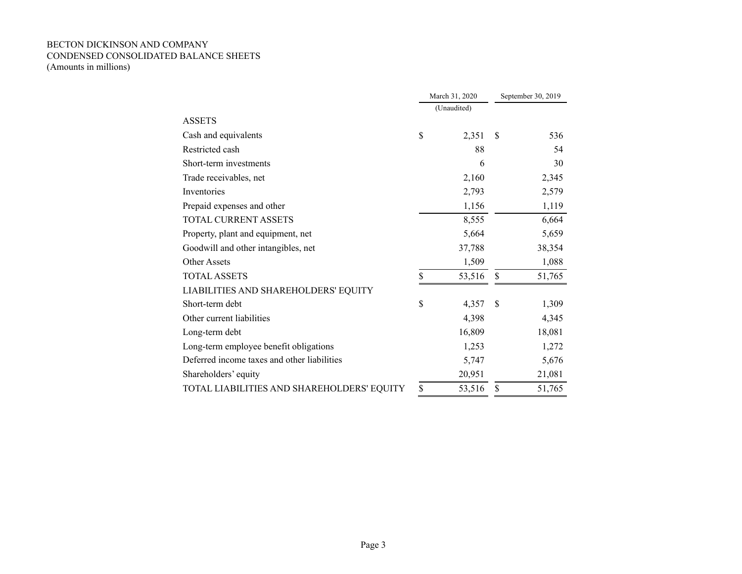BECTON DICKINSON AND COMPANY
CONDENSED CONSOLIDATED BALANCE SHEETS
(Amounts in millions)

| | March 31, 2020 | September 30, 2019 |
|---|---|---|
| | (Unaudited) | |
| ASSETS | | |
| Cash and equivalents | $ 2,351 | $ 536 |
| Restricted cash | 88 | 54 |
| Short-term investments | 6 | 30 |
| Trade receivables, net | 2,160 | 2,345 |
| Inventories | 2,793 | 2,579 |
| Prepaid expenses and other | 1,156 | 1,119 |
| TOTAL CURRENT ASSETS | 8,555 | 6,664 |
| Property, plant and equipment, net | 5,664 | 5,659 |
| Goodwill and other intangibles, net | 37,788 | 38,354 |
| Other Assets | 1,509 | 1,088 |
| TOTAL ASSETS | $ 53,516 | $ 51,765 |
| LIABILITIES AND SHAREHOLDERS' EQUITY | | |
| Short-term debt | $ 4,357 | $ 1,309 |
| Other current liabilities | 4,398 | 4,345 |
| Long-term debt | 16,809 | 18,081 |
| Long-term employee benefit obligations | 1,253 | 1,272 |
| Deferred income taxes and other liabilities | 5,747 | 5,676 |
| Shareholders' equity | 20,951 | 21,081 |
| TOTAL LIABILITIES AND SHAREHOLDERS' EQUITY | $ 53,516 | $ 51,765 |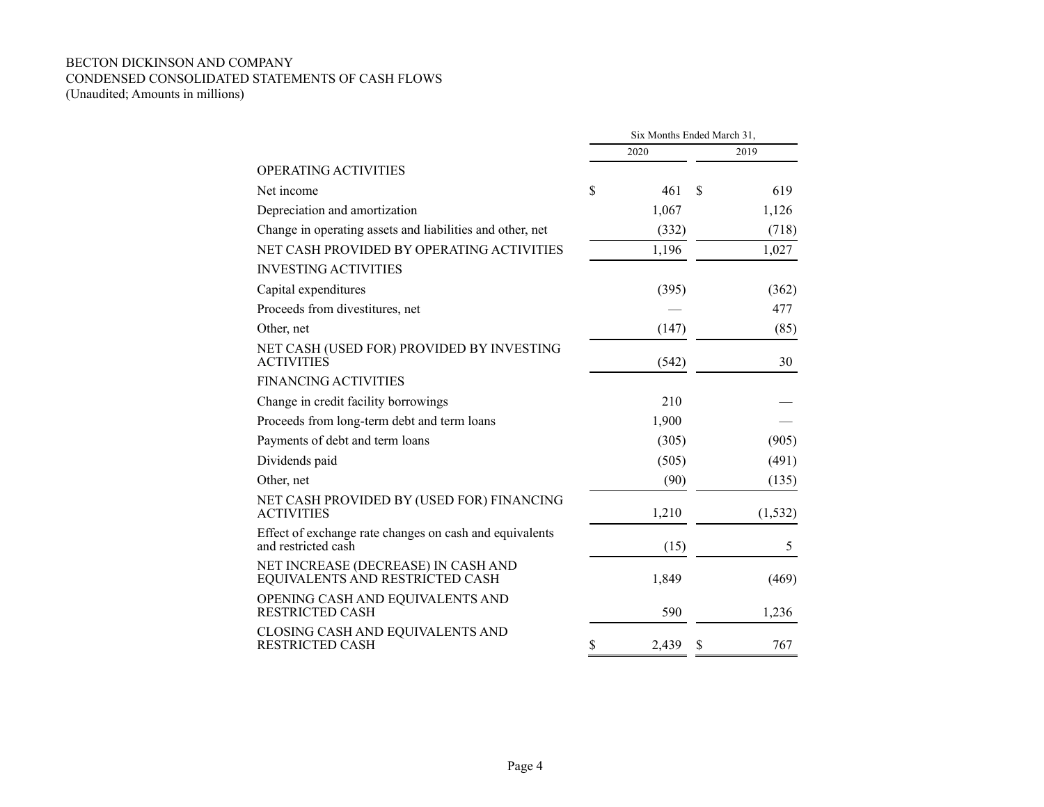BECTON DICKINSON AND COMPANY
CONDENSED CONSOLIDATED STATEMENTS OF CASH FLOWS
(Unaudited; Amounts in millions)

| | Six Months Ended March 31, | |
|---|---|---|
| | 2020 | 2019 |
| OPERATING ACTIVITIES | | |
| Net income | $ 461 | $ 619 |
| Depreciation and amortization | 1,067 | 1,126 |
| Change in operating assets and liabilities and other, net | (332) | (718) |
| NET CASH PROVIDED BY OPERATING ACTIVITIES | 1,196 | 1,027 |
| INVESTING ACTIVITIES | | |
| Capital expenditures | (395) | (362) |
| Proceeds from divestitures, net | — | 477 |
| Other, net | (147) | (85) |
| NET CASH (USED FOR) PROVIDED BY INVESTING ACTIVITIES | (542) | 30 |
| FINANCING ACTIVITIES | | |
| Change in credit facility borrowings | 210 | — |
| Proceeds from long-term debt and term loans | 1,900 | — |
| Payments of debt and term loans | (305) | (905) |
| Dividends paid | (505) | (491) |
| Other, net | (90) | (135) |
| NET CASH PROVIDED BY (USED FOR) FINANCING ACTIVITIES | 1,210 | (1,532) |
| Effect of exchange rate changes on cash and equivalents and restricted cash | (15) | 5 |
| NET INCREASE (DECREASE) IN CASH AND EQUIVALENTS AND RESTRICTED CASH | 1,849 | (469) |
| OPENING CASH AND EQUIVALENTS AND RESTRICTED CASH | 590 | 1,236 |
| CLOSING CASH AND EQUIVALENTS AND RESTRICTED CASH | $ 2,439 | $ 767 |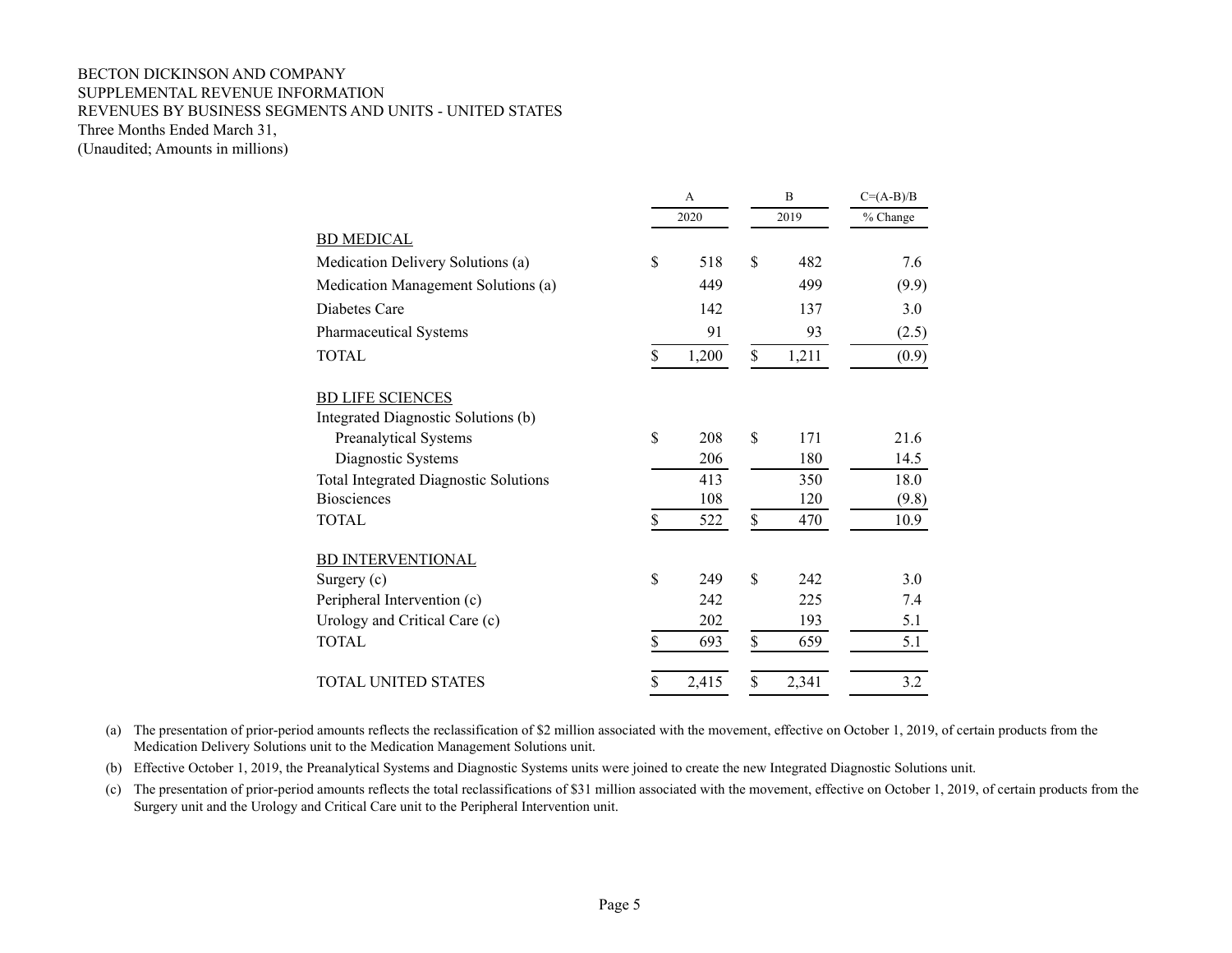BECTON DICKINSON AND COMPANY
SUPPLEMENTAL REVENUE INFORMATION
REVENUES BY BUSINESS SEGMENTS AND UNITS - UNITED STATES
Three Months Ended March 31,
(Unaudited; Amounts in millions)

| | A | B | C=(A-B)/B |
|---|---|---|---|
| | 2020 | 2019 | % Change |
| BD MEDICAL | | | |
| Medication Delivery Solutions (a) | $ 518 | $ 482 | 7.6 |
| Medication Management Solutions (a) | 449 | 499 | (9.9) |
| Diabetes Care | 142 | 137 | 3.0 |
| Pharmaceutical Systems | 91 | 93 | (2.5) |
| TOTAL | $ 1,200 | $ 1,211 | (0.9) |
| | | | |
| BD LIFE SCIENCES | | | |
| Integrated Diagnostic Solutions (b) | | | |
| Preanalytical Systems | $ 208 | $ 171 | 21.6 |
| Diagnostic Systems | 206 | 180 | 14.5 |
| Total Integrated Diagnostic Solutions | 413 | 350 | 18.0 |
| Biosciences | 108 | 120 | (9.8) |
| TOTAL | $ 522 | $ 470 | 10.9 |
| | | | |
| BD INTERVENTIONAL | | | |
| Surgery (c) | $ 249 | $ 242 | 3.0 |
| Peripheral Intervention (c) | 242 | 225 | 7.4 |
| Urology and Critical Care (c) | 202 | 193 | 5.1 |
| TOTAL | $ 693 | $ 659 | 5.1 |
| | | | |
| TOTAL UNITED STATES | $ 2,415 | $ 2,341 | 3.2 |

(a) The presentation of prior-period amounts reflects the reclassification of $2 million associated with the movement, effective on October 1, 2019, of certain products from the Medication Delivery Solutions unit to the Medication Management Solutions unit.

(b) Effective October 1, 2019, the Preanalytical Systems and Diagnostic Systems units were joined to create the new Integrated Diagnostic Solutions unit.

(c) The presentation of prior-period amounts reflects the total reclassifications of $31 million associated with the movement, effective on October 1, 2019, of certain products from the Surgery unit and the Urology and Critical Care unit to the Peripheral Intervention unit.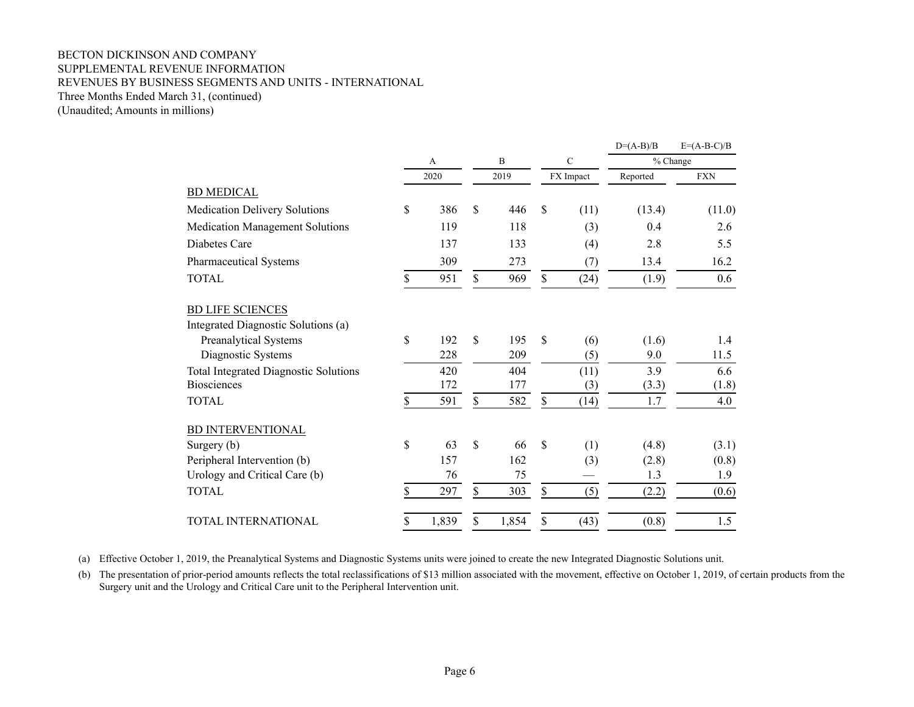BECTON DICKINSON AND COMPANY
SUPPLEMENTAL REVENUE INFORMATION
REVENUES BY BUSINESS SEGMENTS AND UNITS - INTERNATIONAL
Three Months Ended March 31, (continued)
(Unaudited; Amounts in millions)

| | A | B | C | D=(A-B)/B | E=(A-B-C)/B |
|---|---|---|---|---|---|
| | | | | % Change | |
| | 2020 | 2019 | FX Impact | Reported | FXN |
| BD MEDICAL | | | | | |
| Medication Delivery Solutions | $ 386 | $ 446 | $ (11) | (13.4) | (11.0) |
| Medication Management Solutions | 119 | 118 | (3) | 0.4 | 2.6 |
| Diabetes Care | 137 | 133 | (4) | 2.8 | 5.5 |
| Pharmaceutical Systems | 309 | 273 | (7) | 13.4 | 16.2 |
| TOTAL | $ 951 | $ 969 | $ (24) | (1.9) | 0.6 |
| BD LIFE SCIENCES | | | | | |
| Integrated Diagnostic Solutions (a) | | | | | |
| Preanalytical Systems | $ 192 | $ 195 | $ (6) | (1.6) | 1.4 |
| Diagnostic Systems | 228 | 209 | (5) | 9.0 | 11.5 |
| Total Integrated Diagnostic Solutions | 420 | 404 | (11) | 3.9 | 6.6 |
| Biosciences | 172 | 177 | (3) | (3.3) | (1.8) |
| TOTAL | $ 591 | $ 582 | $ (14) | 1.7 | 4.0 |
| BD INTERVENTIONAL | | | | | |
| Surgery (b) | $ 63 | $ 66 | $ (1) | (4.8) | (3.1) |
| Peripheral Intervention (b) | 157 | 162 | (3) | (2.8) | (0.8) |
| Urology and Critical Care (b) | 76 | 75 | — | 1.3 | 1.9 |
| TOTAL | $ 297 | $ 303 | $ (5) | (2.2) | (0.6) |
| TOTAL INTERNATIONAL | $ 1,839 | $ 1,854 | $ (43) | (0.8) | 1.5 |

(a) Effective October 1, 2019, the Preanalytical Systems and Diagnostic Systems units were joined to create the new Integrated Diagnostic Solutions unit.

(b) The presentation of prior-period amounts reflects the total reclassifications of $13 million associated with the movement, effective on October 1, 2019, of certain products from the Surgery unit and the Urology and Critical Care unit to the Peripheral Intervention unit.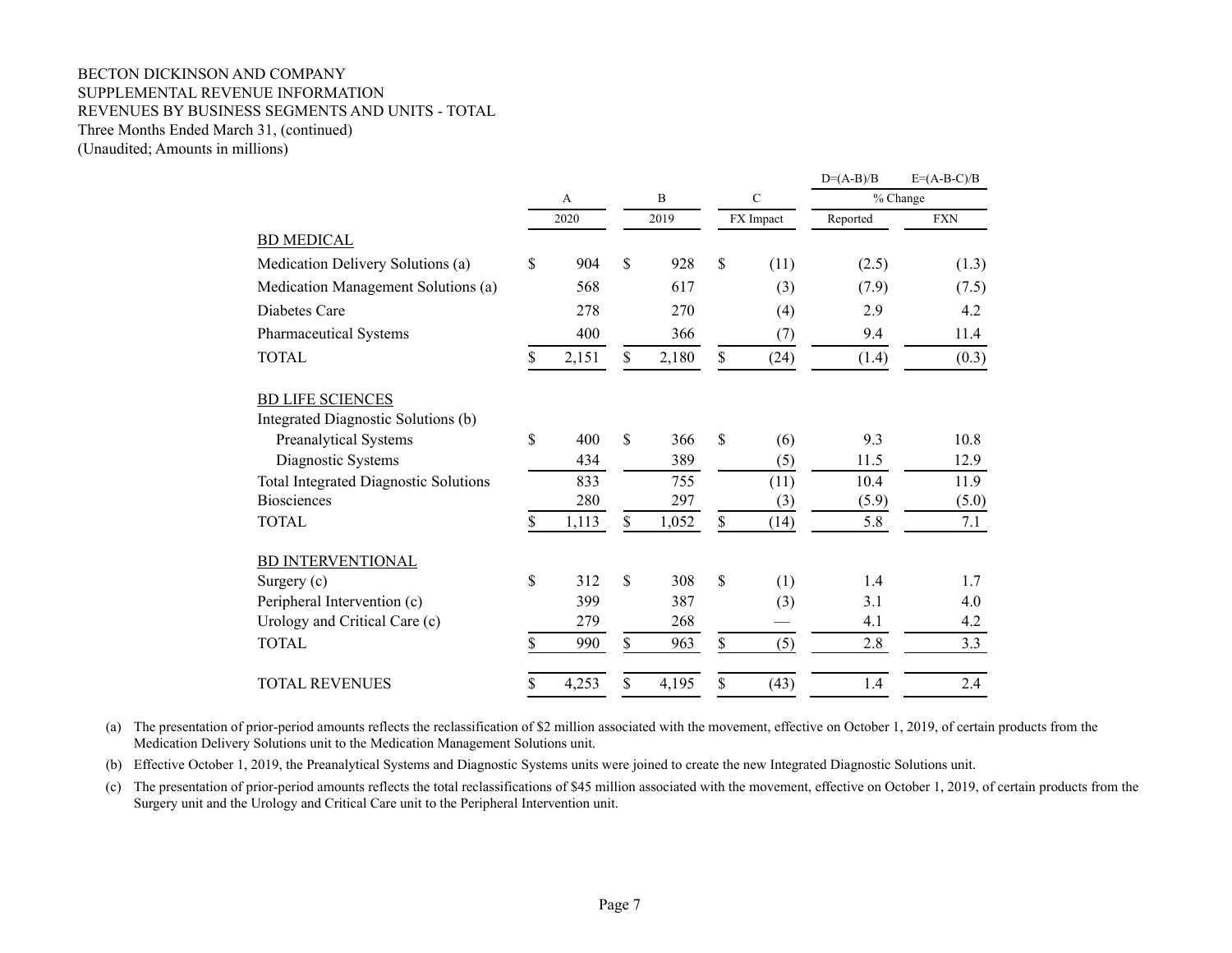BECTON DICKINSON AND COMPANY
SUPPLEMENTAL REVENUE INFORMATION
REVENUES BY BUSINESS SEGMENTS AND UNITS - TOTAL
Three Months Ended March 31, (continued)
(Unaudited; Amounts in millions)

| | A | B | C | D=(A-B)/B | E=(A-B-C)/B |
|---|---|---|---|---|---|
| | | | | % Change | |
| | 2020 | 2019 | FX Impact | Reported | FXN |
| BD MEDICAL | | | | | |
| Medication Delivery Solutions (a) | $ 904 | $ 928 | $ (11) | (2.5) | (1.3) |
| Medication Management Solutions (a) | 568 | 617 | (3) | (7.9) | (7.5) |
| Diabetes Care | 278 | 270 | (4) | 2.9 | 4.2 |
| Pharmaceutical Systems | 400 | 366 | (7) | 9.4 | 11.4 |
| TOTAL | $ 2,151 | $ 2,180 | $ (24) | (1.4) | (0.3) |
| BD LIFE SCIENCES | | | | | |
| Integrated Diagnostic Solutions (b) | | | | | |
| Preanalytical Systems | $ 400 | $ 366 | $ (6) | 9.3 | 10.8 |
| Diagnostic Systems | 434 | 389 | (5) | 11.5 | 12.9 |
| Total Integrated Diagnostic Solutions | 833 | 755 | (11) | 10.4 | 11.9 |
| Biosciences | 280 | 297 | (3) | (5.9) | (5.0) |
| TOTAL | $ 1,113 | $ 1,052 | $ (14) | 5.8 | 7.1 |
| BD INTERVENTIONAL | | | | | |
| Surgery (c) | $ 312 | $ 308 | $ (1) | 1.4 | 1.7 |
| Peripheral Intervention (c) | 399 | 387 | (3) | 3.1 | 4.0 |
| Urology and Critical Care (c) | 279 | 268 | — | 4.1 | 4.2 |
| TOTAL | $ 990 | $ 963 | $ (5) | 2.8 | 3.3 |
| TOTAL REVENUES | $ 4,253 | $ 4,195 | $ (43) | 1.4 | 2.4 |

(a) The presentation of prior-period amounts reflects the reclassification of $2 million associated with the movement, effective on October 1, 2019, of certain products from the Medication Delivery Solutions unit to the Medication Management Solutions unit.

(b) Effective October 1, 2019, the Preanalytical Systems and Diagnostic Systems units were joined to create the new Integrated Diagnostic Solutions unit.

(c) The presentation of prior-period amounts reflects the total reclassifications of $45 million associated with the movement, effective on October 1, 2019, of certain products from the Surgery unit and the Urology and Critical Care unit to the Peripheral Intervention unit.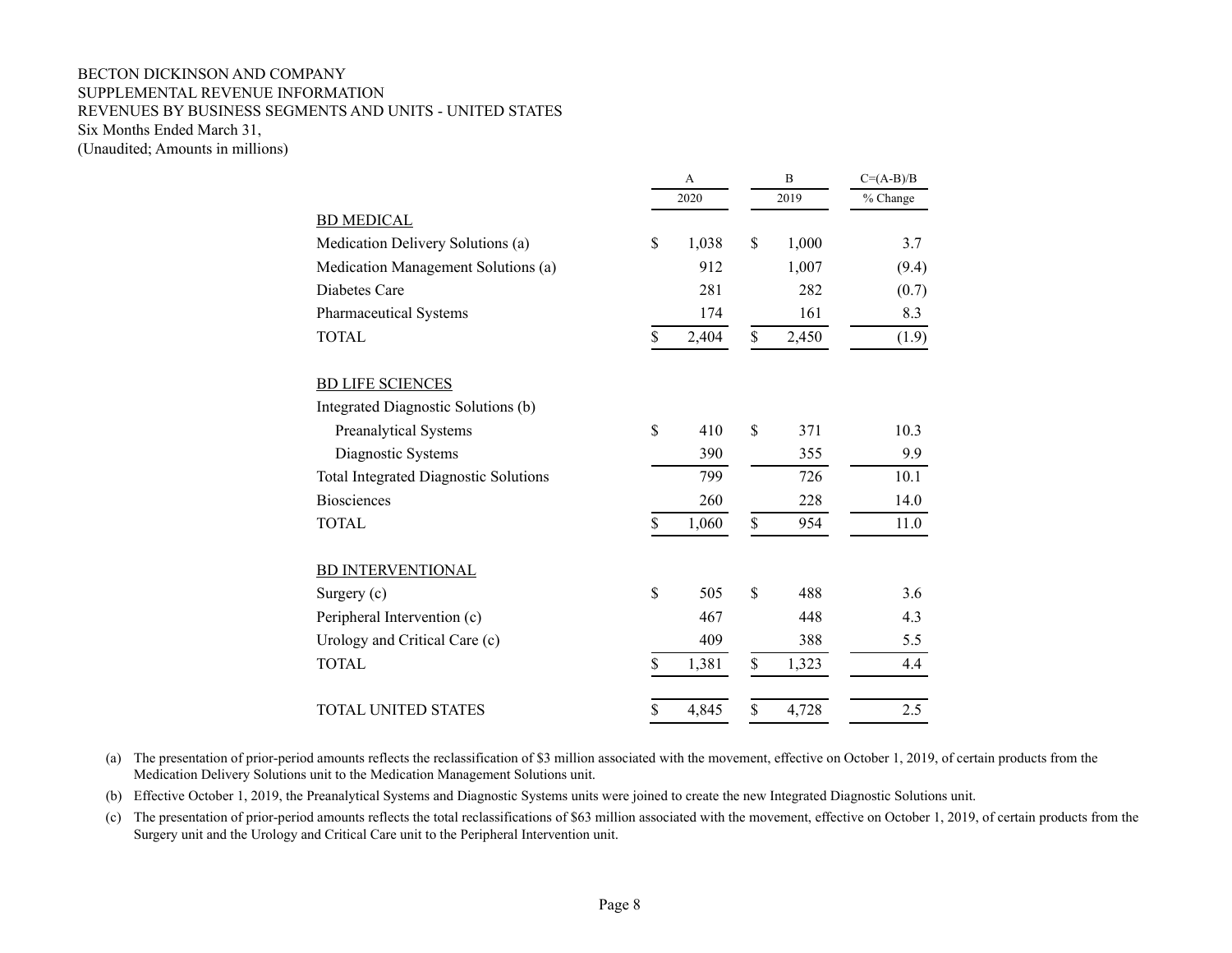BECTON DICKINSON AND COMPANY
SUPPLEMENTAL REVENUE INFORMATION
REVENUES BY BUSINESS SEGMENTS AND UNITS - UNITED STATES
Six Months Ended March 31,
(Unaudited; Amounts in millions)

| | A | B | C=(A-B)/B |
|---|---|---|---|
| | 2020 | 2019 | % Change |
| BD MEDICAL | | | |
| Medication Delivery Solutions (a) | $ 1,038 | $ 1,000 | 3.7 |
| Medication Management Solutions (a) | 912 | 1,007 | (9.4) |
| Diabetes Care | 281 | 282 | (0.7) |
| Pharmaceutical Systems | 174 | 161 | 8.3 |
| TOTAL | $ 2,404 | $ 2,450 | (1.9) |
| | | | |
| BD LIFE SCIENCES | | | |
| Integrated Diagnostic Solutions (b) | | | |
| Preanalytical Systems | $ 410 | $ 371 | 10.3 |
| Diagnostic Systems | 390 | 355 | 9.9 |
| Total Integrated Diagnostic Solutions | 799 | 726 | 10.1 |
| Biosciences | 260 | 228 | 14.0 |
| TOTAL | $ 1,060 | $ 954 | 11.0 |
| | | | |
| BD INTERVENTIONAL | | | |
| Surgery (c) | $ 505 | $ 488 | 3.6 |
| Peripheral Intervention (c) | 467 | 448 | 4.3 |
| Urology and Critical Care (c) | 409 | 388 | 5.5 |
| TOTAL | $ 1,381 | $ 1,323 | 4.4 |
| | | | |
| TOTAL UNITED STATES | $ 4,845 | $ 4,728 | 2.5 |

(a) The presentation of prior-period amounts reflects the reclassification of $3 million associated with the movement, effective on October 1, 2019, of certain products from the Medication Delivery Solutions unit to the Medication Management Solutions unit.

(b) Effective October 1, 2019, the Preanalytical Systems and Diagnostic Systems units were joined to create the new Integrated Diagnostic Solutions unit.

(c) The presentation of prior-period amounts reflects the total reclassifications of $63 million associated with the movement, effective on October 1, 2019, of certain products from the Surgery unit and the Urology and Critical Care unit to the Peripheral Intervention unit.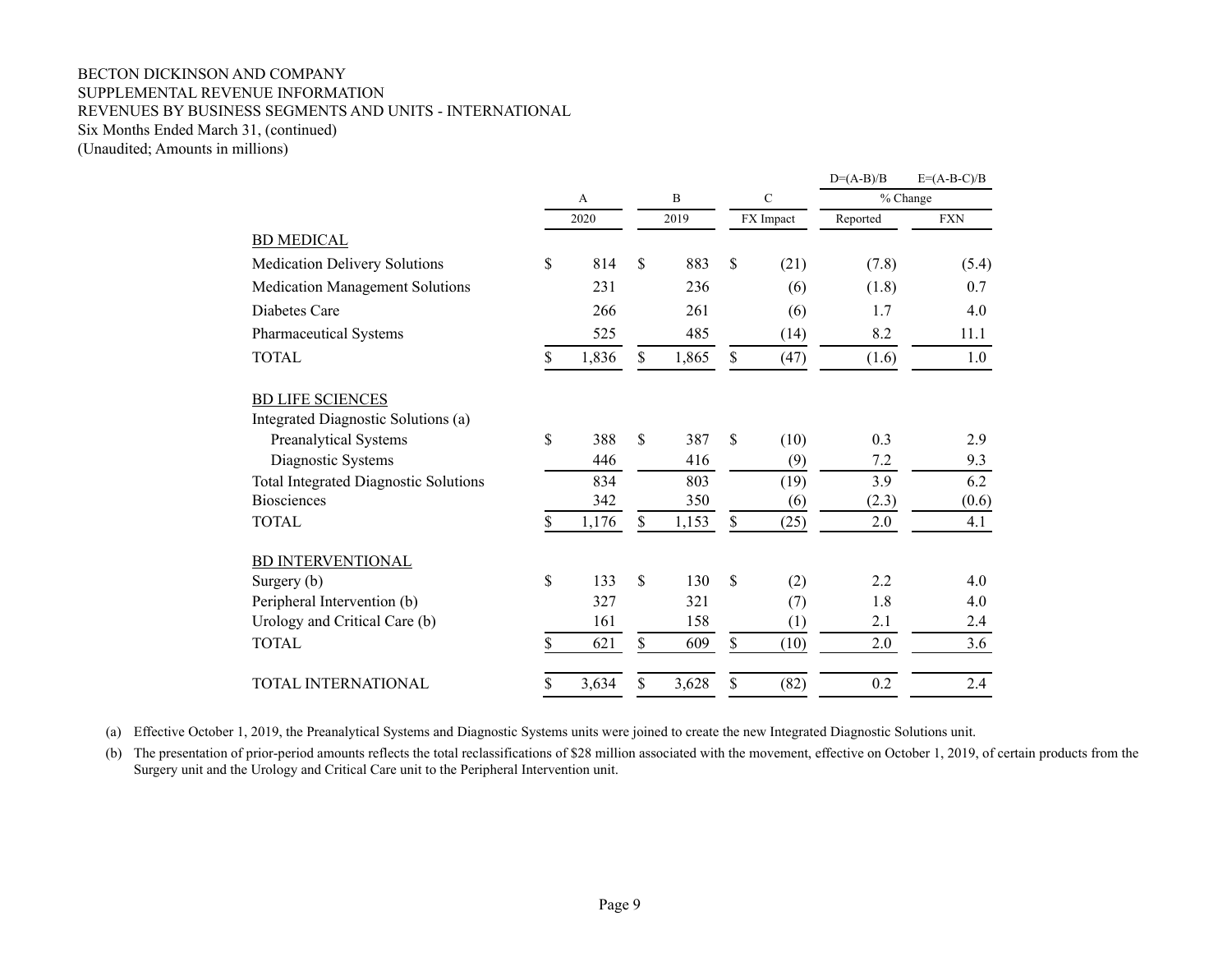BECTON DICKINSON AND COMPANY
SUPPLEMENTAL REVENUE INFORMATION
REVENUES BY BUSINESS SEGMENTS AND UNITS - INTERNATIONAL
Six Months Ended March 31, (continued)
(Unaudited; Amounts in millions)

| | A | B | C | D=(A-B)/B | E=(A-B-C)/B |
|---|---|---|---|---|---|
| | | | | % Change | |
| | 2020 | 2019 | FX Impact | Reported | FXN |
| BD MEDICAL | | | | | |
| Medication Delivery Solutions | $ 814 | $ 883 | $ (21) | (7.8) | (5.4) |
| Medication Management Solutions | 231 | 236 | (6) | (1.8) | 0.7 |
| Diabetes Care | 266 | 261 | (6) | 1.7 | 4.0 |
| Pharmaceutical Systems | 525 | 485 | (14) | 8.2 | 11.1 |
| TOTAL | $ 1,836 | $ 1,865 | $ (47) | (1.6) | 1.0 |
| | | | | | |
| BD LIFE SCIENCES | | | | | |
| Integrated Diagnostic Solutions (a) | | | | | |
| Preanalytical Systems | $ 388 | $ 387 | $ (10) | 0.3 | 2.9 |
| Diagnostic Systems | 446 | 416 | (9) | 7.2 | 9.3 |
| Total Integrated Diagnostic Solutions | 834 | 803 | (19) | 3.9 | 6.2 |
| Biosciences | 342 | 350 | (6) | (2.3) | (0.6) |
| TOTAL | $ 1,176 | $ 1,153 | $ (25) | 2.0 | 4.1 |
| | | | | | |
| BD INTERVENTIONAL | | | | | |
| Surgery (b) | $ 133 | $ 130 | $ (2) | 2.2 | 4.0 |
| Peripheral Intervention (b) | 327 | 321 | (7) | 1.8 | 4.0 |
| Urology and Critical Care (b) | 161 | 158 | (1) | 2.1 | 2.4 |
| TOTAL | $ 621 | $ 609 | $ (10) | 2.0 | 3.6 |
| | | | | | |
| TOTAL INTERNATIONAL | $ 3,634 | $ 3,628 | $ (82) | 0.2 | 2.4 |

(a) Effective October 1, 2019, the Preanalytical Systems and Diagnostic Systems units were joined to create the new Integrated Diagnostic Solutions unit.

(b) The presentation of prior-period amounts reflects the total reclassifications of $28 million associated with the movement, effective on October 1, 2019, of certain products from the Surgery unit and the Urology and Critical Care unit to the Peripheral Intervention unit.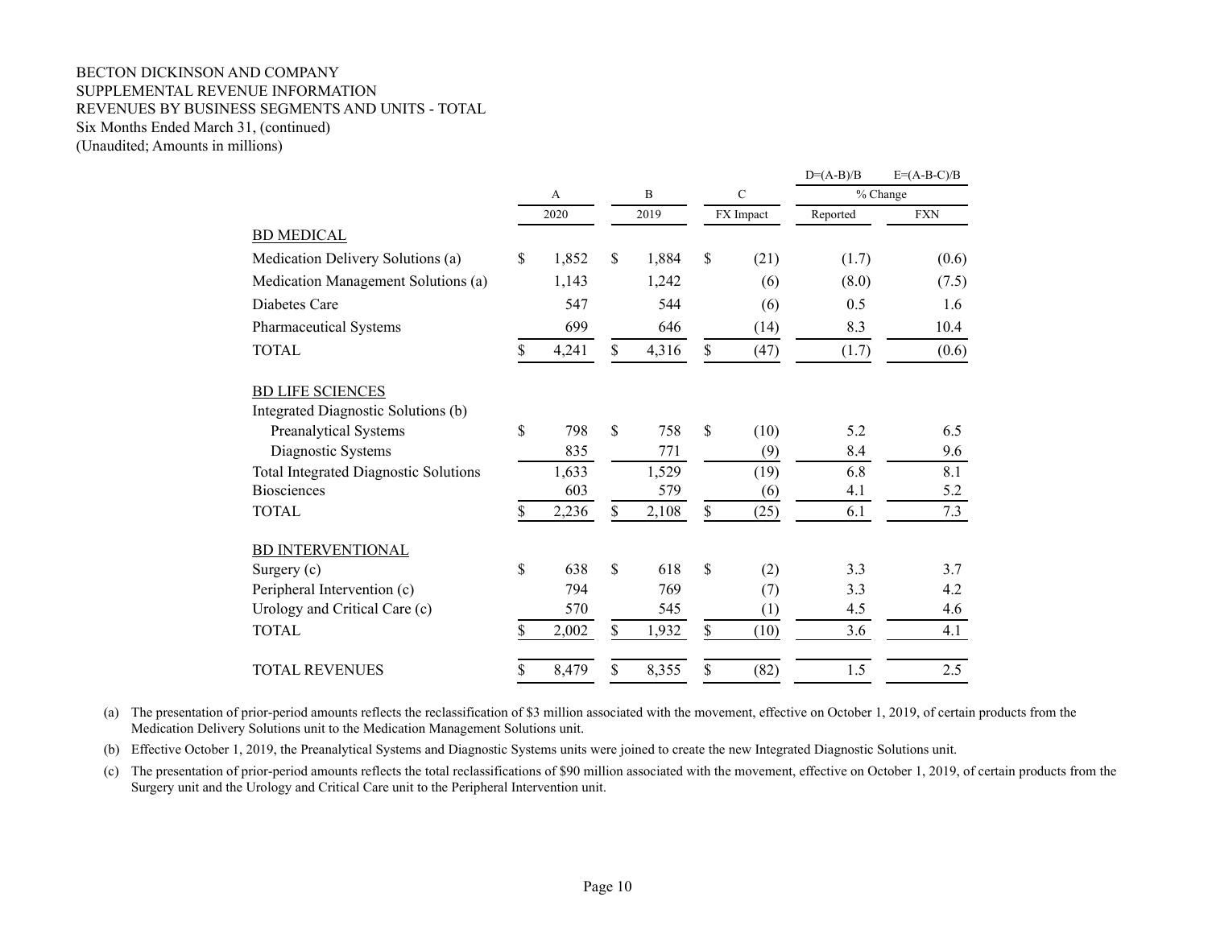BECTON DICKINSON AND COMPANY
SUPPLEMENTAL REVENUE INFORMATION
REVENUES BY BUSINESS SEGMENTS AND UNITS - TOTAL
Six Months Ended March 31, (continued)
(Unaudited; Amounts in millions)

| | A | B | C | D=(A-B)/B | E=(A-B-C)/B |
|---|---|---|---|---|---|
| | | | | % Change | |
| | 2020 | 2019 | FX Impact | Reported | FXN |
| BD MEDICAL | | | | | |
| Medication Delivery Solutions (a) | $ 1,852 | $ 1,884 | $ (21) | (1.7) | (0.6) |
| Medication Management Solutions (a) | 1,143 | 1,242 | (6) | (8.0) | (7.5) |
| Diabetes Care | 547 | 544 | (6) | 0.5 | 1.6 |
| Pharmaceutical Systems | 699 | 646 | (14) | 8.3 | 10.4 |
| TOTAL | $ 4,241 | $ 4,316 | $ (47) | (1.7) | (0.6) |
| BD LIFE SCIENCES | | | | | |
| Integrated Diagnostic Solutions (b) | | | | | |
| Preanalytical Systems | $ 798 | $ 758 | $ (10) | 5.2 | 6.5 |
| Diagnostic Systems | 835 | 771 | (9) | 8.4 | 9.6 |
| Total Integrated Diagnostic Solutions | 1,633 | 1,529 | (19) | 6.8 | 8.1 |
| Biosciences | 603 | 579 | (6) | 4.1 | 5.2 |
| TOTAL | $ 2,236 | $ 2,108 | $ (25) | 6.1 | 7.3 |
| BD INTERVENTIONAL | | | | | |
| Surgery (c) | $ 638 | $ 618 | $ (2) | 3.3 | 3.7 |
| Peripheral Intervention (c) | 794 | 769 | (7) | 3.3 | 4.2 |
| Urology and Critical Care (c) | 570 | 545 | (1) | 4.5 | 4.6 |
| TOTAL | $ 2,002 | $ 1,932 | $ (10) | 3.6 | 4.1 |
| TOTAL REVENUES | $ 8,479 | $ 8,355 | $ (82) | 1.5 | 2.5 |

(a) The presentation of prior-period amounts reflects the reclassification of $3 million associated with the movement, effective on October 1, 2019, of certain products from the Medication Delivery Solutions unit to the Medication Management Solutions unit.

(b) Effective October 1, 2019, the Preanalytical Systems and Diagnostic Systems units were joined to create the new Integrated Diagnostic Solutions unit.

(c) The presentation of prior-period amounts reflects the total reclassifications of $90 million associated with the movement, effective on October 1, 2019, of certain products from the Surgery unit and the Urology and Critical Care unit to the Peripheral Intervention unit.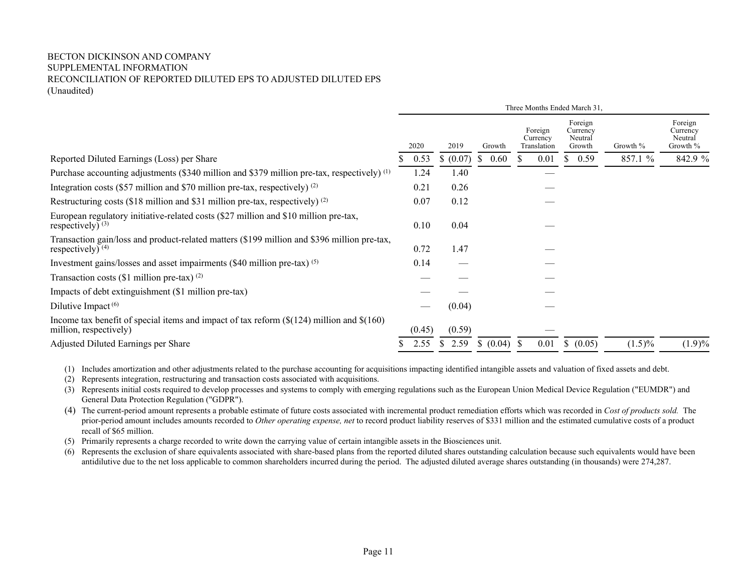BECTON DICKINSON AND COMPANY
SUPPLEMENTAL INFORMATION
RECONCILIATION OF REPORTED DILUTED EPS TO ADJUSTED DILUTED EPS
(Unaudited)

| | Three Months Ended March 31, | | | | | | |
|---|---|---|---|---|---|---|---|
| | 2020 | 2019 | Growth | Foreign Currency Translation | Foreign Currency Neutral Growth | Growth % | Foreign Currency Neutral Growth % |
| Reported Diluted Earnings (Loss) per Share | $ 0.53 | $ (0.07) | $ 0.60 | $ 0.01 | $ 0.59 | 857.1 % | 842.9 % |
| Purchase accounting adjustments ($340 million and $379 million pre-tax, respectively) [(1)] | 1.24 | 1.40 | | — | | | |
| Integration costs ($57 million and $70 million pre-tax, respectively) [(2)] | 0.21 | 0.26 | | — | | | |
| Restructuring costs ($18 million and $31 million pre-tax, respectively) [(2)] | 0.07 | 0.12 | | — | | | |
| European regulatory initiative-related costs ($27 million and $10 million pre-tax, respectively) [(3)] | 0.10 | 0.04 | | — | | | |
| Transaction gain/loss and product-related matters ($199 million and $396 million pre-tax, respectively) [(4)] | 0.72 | 1.47 | | — | | | |
| Investment gains/losses and asset impairments ($40 million pre-tax) [(5)] | 0.14 | — | | — | | | |
| Transaction costs ($1 million pre-tax) [(2)] | — | — | | — | | | |
| Impacts of debt extinguishment ($1 million pre-tax) | — | — | | — | | | |
| Dilutive Impact [(6)] | — | (0.04) | | — | | | |
| Income tax benefit of special items and impact of tax reform ($(124) million and $(160) million, respectively) | (0.45) | (0.59) | | — | | | |
| Adjusted Diluted Earnings per Share | $ 2.55 | $ 2.59 | $ (0.04) | $ 0.01 | $ (0.05) | (1.5)% | (1.9)% |

(1) Includes amortization and other adjustments related to the purchase accounting for acquisitions impacting identified intangible assets and valuation of fixed assets and debt.

(2) Represents integration, restructuring and transaction costs associated with acquisitions.

(3) Represents initial costs required to develop processes and systems to comply with emerging regulations such as the European Union Medical Device Regulation ("EUMDR") and General Data Protection Regulation ("GDPR").

(4) The current-period amount represents a probable estimate of future costs associated with incremental product remediation efforts which was recorded in *Cost of products sold.* The prior-period amount includes amounts recorded to *Other operating expense, net* to record product liability reserves of $331 million and the estimated cumulative costs of a product recall of $65 million.

(5) Primarily represents a charge recorded to write down the carrying value of certain intangible assets in the Biosciences unit.

(6) Represents the exclusion of share equivalents associated with share-based plans from the reported diluted shares outstanding calculation because such equivalents would have been antidilutive due to the net loss applicable to common shareholders incurred during the period. The adjusted diluted average shares outstanding (in thousands) were 274,287.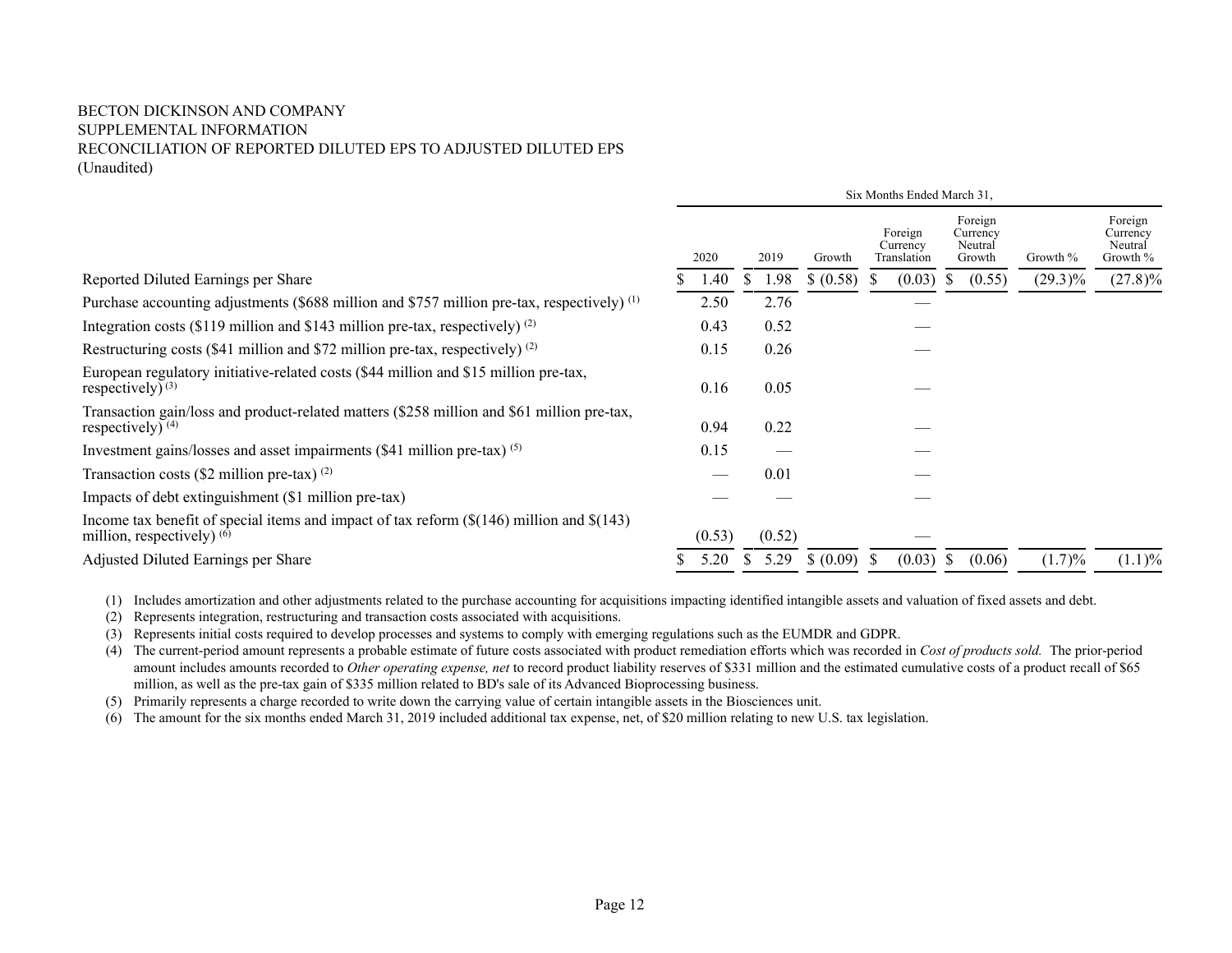BECTON DICKINSON AND COMPANY
SUPPLEMENTAL INFORMATION
RECONCILIATION OF REPORTED DILUTED EPS TO ADJUSTED DILUTED EPS
(Unaudited)

| | Six Months Ended March 31, | | | | | | |
|---|---|---|---|---|---|---|---|
| | 2020 | 2019 | Growth | Foreign Currency Translation | Foreign Currency Neutral Growth | Growth % | Foreign Currency Neutral Growth % |
| Reported Diluted Earnings per Share | $ 1.40 | $ 1.98 | $ (0.58) | $ (0.03) | $ (0.55) | (29.3)% | (27.8)% |
| Purchase accounting adjustments ($688 million and $757 million pre-tax, respectively) (1) | 2.50 | 2.76 | | — | | | |
| Integration costs ($119 million and $143 million pre-tax, respectively) (2) | 0.43 | 0.52 | | — | | | |
| Restructuring costs ($41 million and $72 million pre-tax, respectively) (2) | 0.15 | 0.26 | | — | | | |
| European regulatory initiative-related costs ($44 million and $15 million pre-tax, respectively) (3) | 0.16 | 0.05 | | — | | | |
| Transaction gain/loss and product-related matters ($258 million and $61 million pre-tax, respectively) (4) | 0.94 | 0.22 | | — | | | |
| Investment gains/losses and asset impairments ($41 million pre-tax) (5) | 0.15 | — | | — | | | |
| Transaction costs ($2 million pre-tax) (2) | — | 0.01 | | — | | | |
| Impacts of debt extinguishment ($1 million pre-tax) | — | — | | — | | | |
| Income tax benefit of special items and impact of tax reform ($(146) million and $(143) million, respectively) (6) | (0.53) | (0.52) | | — | | | |
| Adjusted Diluted Earnings per Share | $ 5.20 | $ 5.29 | $ (0.09) | $ (0.03) | $ (0.06) | (1.7)% | (1.1)% |

(1) Includes amortization and other adjustments related to the purchase accounting for acquisitions impacting identified intangible assets and valuation of fixed assets and debt.

(2) Represents integration, restructuring and transaction costs associated with acquisitions.

(3) Represents initial costs required to develop processes and systems to comply with emerging regulations such as the EUMDR and GDPR.

(4) The current-period amount represents a probable estimate of future costs associated with product remediation efforts which was recorded in *Cost of products sold.* The prior-period amount includes amounts recorded to *Other operating expense, net* to record product liability reserves of $331 million and the estimated cumulative costs of a product recall of $65 million, as well as the pre-tax gain of $335 million related to BD's sale of its Advanced Bioprocessing business.

(5) Primarily represents a charge recorded to write down the carrying value of certain intangible assets in the Biosciences unit.

(6) The amount for the six months ended March 31, 2019 included additional tax expense, net, of $20 million relating to new U.S. tax legislation.